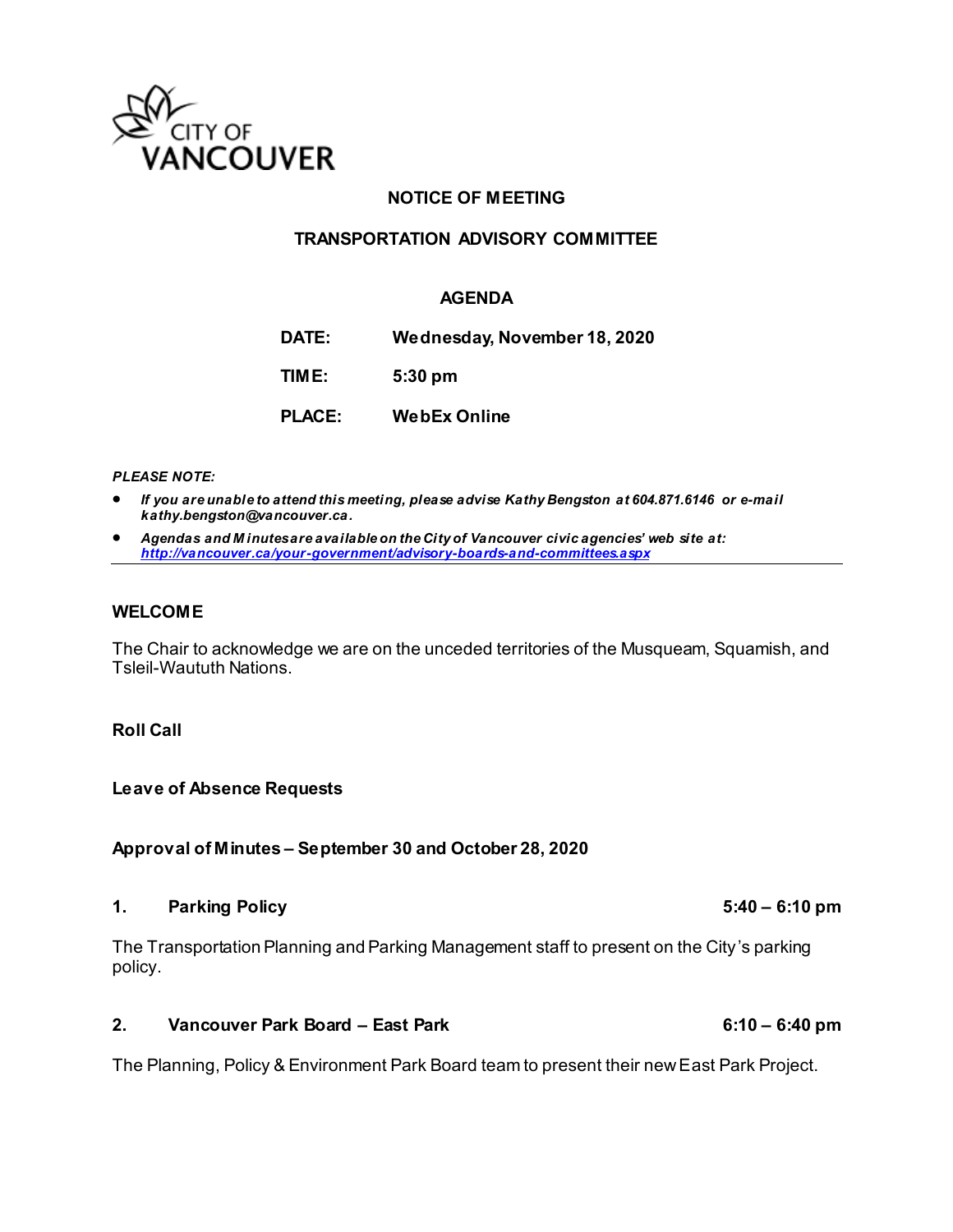CITY OF VANCOUVER

# NOTICE OF MEETING

## TRANSPORTATION ADVISORY COMMITTEE

### AGENDA

**DATE:** Wednesday, November 18, 2020

**TIME:** 5:30 pm

**PLACE:** WebEx Online

***PLEASE NOTE:***

- ***If you are unable to attend this meeting, please advise Kathy Bengston at 604.871.6146 or e-mail kathy.bengston@vancouver.ca.***
- ***Agendas and Minutes are available on the City of Vancouver civic agencies' web site at: http://vancouver.ca/your-government/advisory-boards-and-committees.aspx***

---

**WELCOME**

The Chair to acknowledge we are on the unceded territories of the Musqueam, Squamish, and Tsleil-Waututh Nations.

**Roll Call**

**Leave of Absence Requests**

**Approval of Minutes – September 30 and October 28, 2020**

**1. Parking Policy** **5:40 – 6:10 pm**

The Transportation Planning and Parking Management staff to present on the City's parking policy.

**2. Vancouver Park Board – East Park** **6:10 – 6:40 pm**

The Planning, Policy & Environment Park Board team to present their new East Park Project.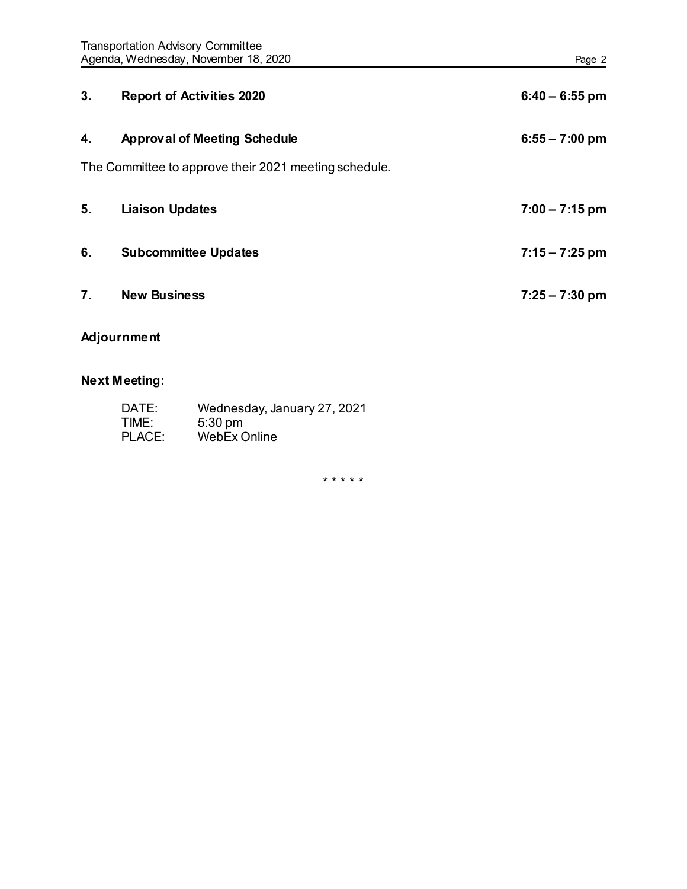**3. Report of Activities 2020** **6:40 – 6:55 pm**

**4. Approval of Meeting Schedule** **6:55 – 7:00 pm**

The Committee to approve their 2021 meeting schedule.

**5. Liaison Updates** **7:00 – 7:15 pm**

**6. Subcommittee Updates** **7:15 – 7:25 pm**

**7. New Business** **7:25 – 7:30 pm**

**Adjournment**

**Next Meeting:**

DATE: Wednesday, January 27, 2021
TIME: 5:30 pm
PLACE: WebEx Online

* * * * *